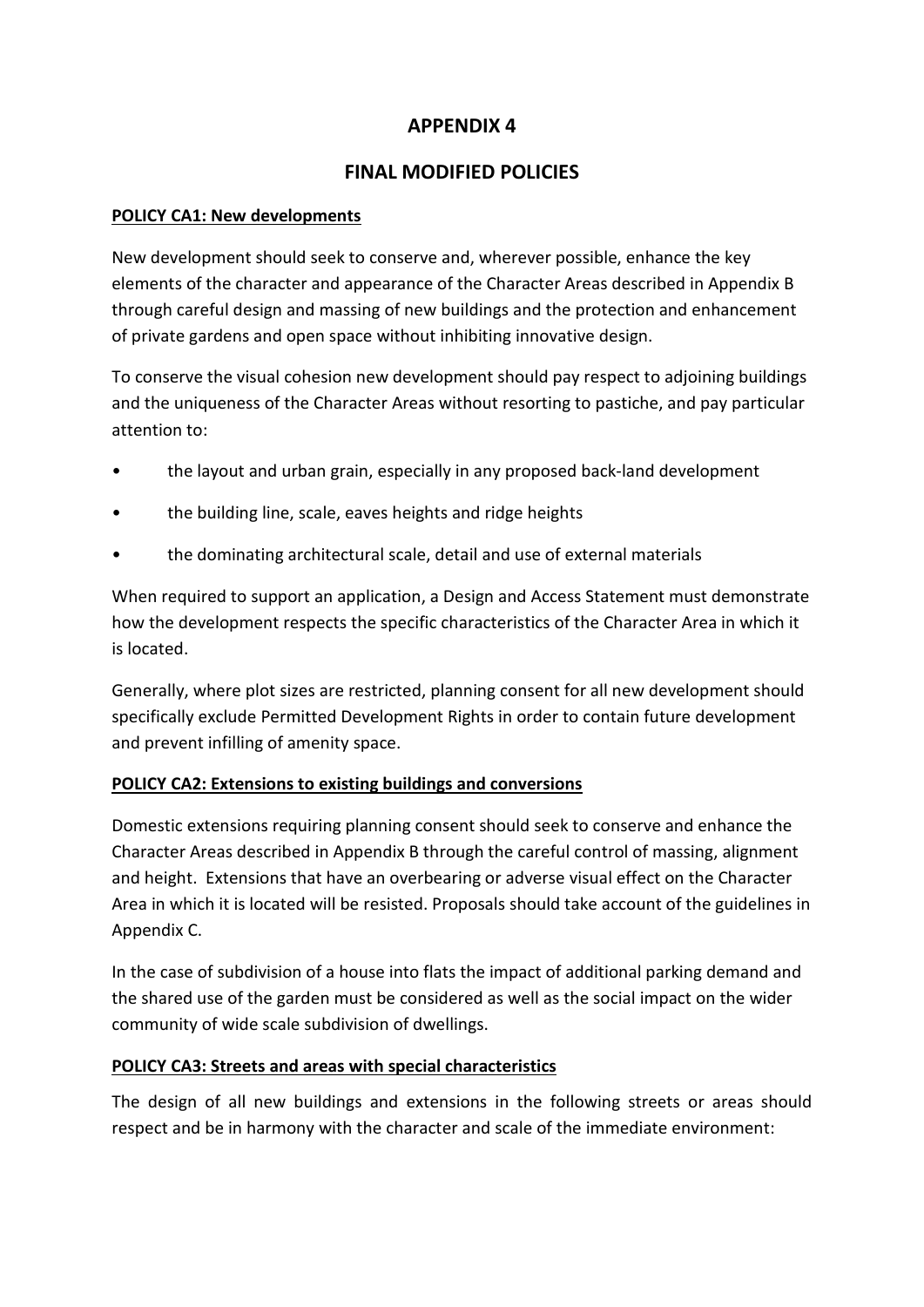# APPENDIX 4

## FINAL MODIFIED POLICIES

**POLICY CA1: New developments**

New development should seek to conserve and, wherever possible, enhance the key elements of the character and appearance of the Character Areas described in Appendix B through careful design and massing of new buildings and the protection and enhancement of private gardens and open space without inhibiting innovative design.

To conserve the visual cohesion new development should pay respect to adjoining buildings and the uniqueness of the Character Areas without resorting to pastiche, and pay particular attention to:

- the layout and urban grain, especially in any proposed back-land development
- the building line, scale, eaves heights and ridge heights
- the dominating architectural scale, detail and use of external materials

When required to support an application, a Design and Access Statement must demonstrate how the development respects the specific characteristics of the Character Area in which it is located.

Generally, where plot sizes are restricted, planning consent for all new development should specifically exclude Permitted Development Rights in order to contain future development and prevent infilling of amenity space.

**POLICY CA2: Extensions to existing buildings and conversions**

Domestic extensions requiring planning consent should seek to conserve and enhance the Character Areas described in Appendix B through the careful control of massing, alignment and height. Extensions that have an overbearing or adverse visual effect on the Character Area in which it is located will be resisted. Proposals should take account of the guidelines in Appendix C.

In the case of subdivision of a house into flats the impact of additional parking demand and the shared use of the garden must be considered as well as the social impact on the wider community of wide scale subdivision of dwellings.

**POLICY CA3: Streets and areas with special characteristics**

The design of all new buildings and extensions in the following streets or areas should respect and be in harmony with the character and scale of the immediate environment: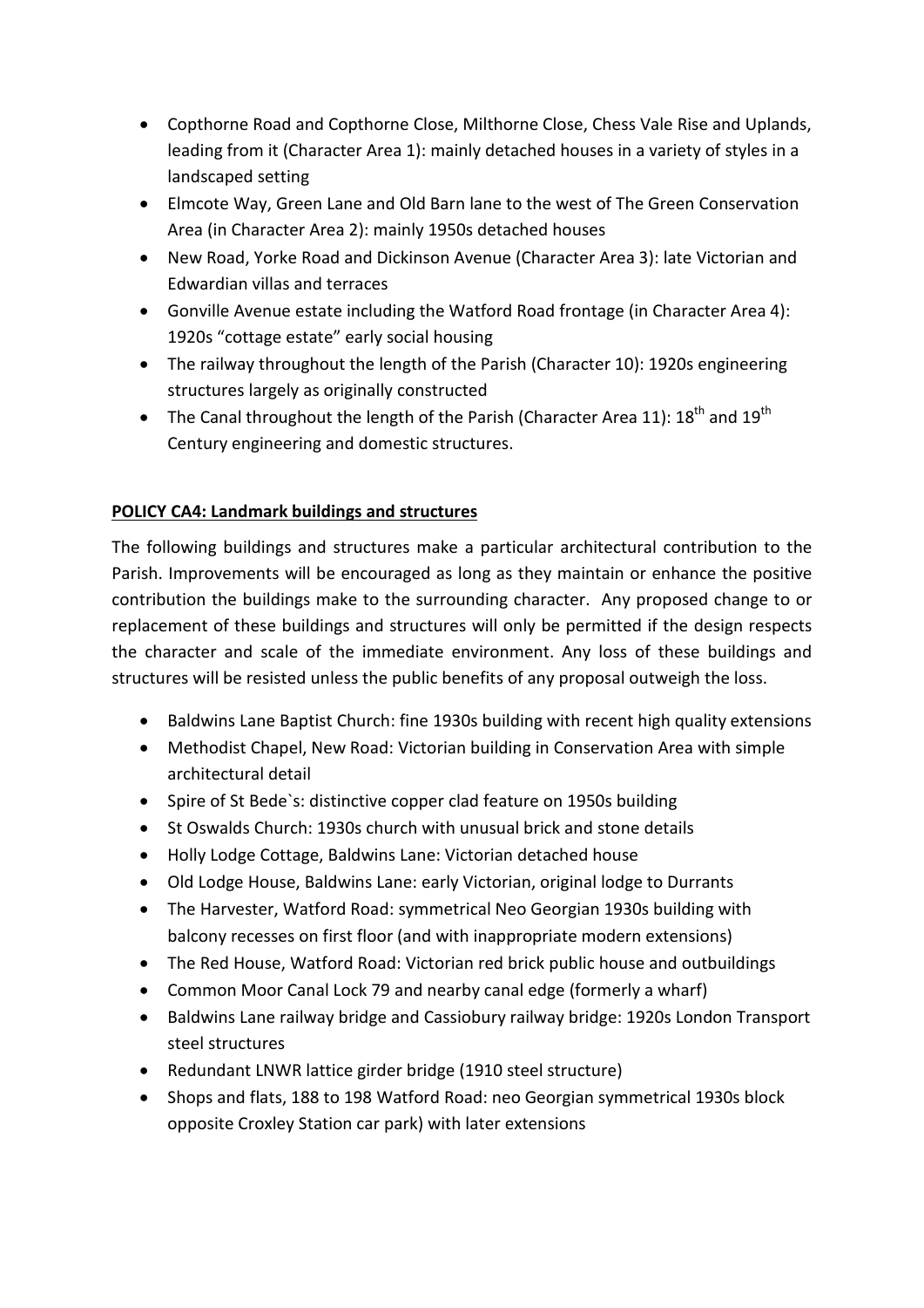- Copthorne Road and Copthorne Close, Milthorne Close, Chess Vale Rise and Uplands, leading from it (Character Area 1): mainly detached houses in a variety of styles in a landscaped setting
- Elmcote Way, Green Lane and Old Barn lane to the west of The Green Conservation Area (in Character Area 2): mainly 1950s detached houses
- New Road, Yorke Road and Dickinson Avenue (Character Area 3): late Victorian and Edwardian villas and terraces
- Gonville Avenue estate including the Watford Road frontage (in Character Area 4): 1920s "cottage estate" early social housing
- The railway throughout the length of the Parish (Character 10): 1920s engineering structures largely as originally constructed
- The Canal throughout the length of the Parish (Character Area 11): 18th and 19th Century engineering and domestic structures.

**POLICY CA4: Landmark buildings and structures**

The following buildings and structures make a particular architectural contribution to the Parish. Improvements will be encouraged as long as they maintain or enhance the positive contribution the buildings make to the surrounding character. Any proposed change to or replacement of these buildings and structures will only be permitted if the design respects the character and scale of the immediate environment. Any loss of these buildings and structures will be resisted unless the public benefits of any proposal outweigh the loss.

- Baldwins Lane Baptist Church: fine 1930s building with recent high quality extensions
- Methodist Chapel, New Road: Victorian building in Conservation Area with simple architectural detail
- Spire of St Bede`s: distinctive copper clad feature on 1950s building
- St Oswalds Church: 1930s church with unusual brick and stone details
- Holly Lodge Cottage, Baldwins Lane: Victorian detached house
- Old Lodge House, Baldwins Lane: early Victorian, original lodge to Durrants
- The Harvester, Watford Road: symmetrical Neo Georgian 1930s building with balcony recesses on first floor (and with inappropriate modern extensions)
- The Red House, Watford Road: Victorian red brick public house and outbuildings
- Common Moor Canal Lock 79 and nearby canal edge (formerly a wharf)
- Baldwins Lane railway bridge and Cassiobury railway bridge: 1920s London Transport steel structures
- Redundant LNWR lattice girder bridge (1910 steel structure)
- Shops and flats, 188 to 198 Watford Road: neo Georgian symmetrical 1930s block opposite Croxley Station car park) with later extensions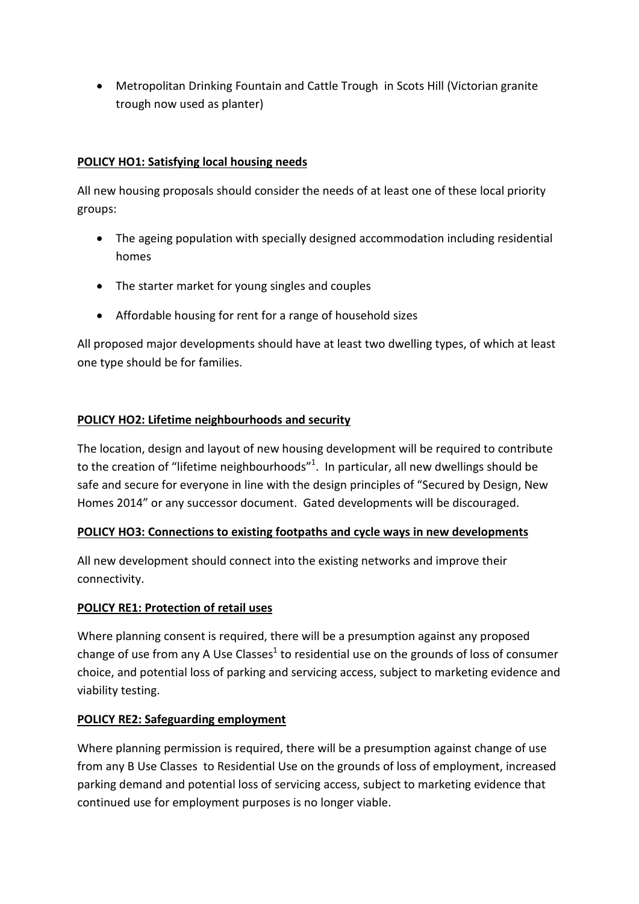- Metropolitan Drinking Fountain and Cattle Trough in Scots Hill (Victorian granite trough now used as planter)

**POLICY HO1: Satisfying local housing needs**

All new housing proposals should consider the needs of at least one of these local priority groups:

- The ageing population with specially designed accommodation including residential homes
- The starter market for young singles and couples
- Affordable housing for rent for a range of household sizes

All proposed major developments should have at least two dwelling types, of which at least one type should be for families.

**POLICY HO2: Lifetime neighbourhoods and security**

The location, design and layout of new housing development will be required to contribute to the creation of "lifetime neighbourhoods"[1]. In particular, all new dwellings should be safe and secure for everyone in line with the design principles of "Secured by Design, New Homes 2014" or any successor document. Gated developments will be discouraged.

**POLICY HO3: Connections to existing footpaths and cycle ways in new developments**

All new development should connect into the existing networks and improve their connectivity.

**POLICY RE1: Protection of retail uses**

Where planning consent is required, there will be a presumption against any proposed change of use from any A Use Classes[1] to residential use on the grounds of loss of consumer choice, and potential loss of parking and servicing access, subject to marketing evidence and viability testing.

**POLICY RE2: Safeguarding employment**

Where planning permission is required, there will be a presumption against change of use from any B Use Classes to Residential Use on the grounds of loss of employment, increased parking demand and potential loss of servicing access, subject to marketing evidence that continued use for employment purposes is no longer viable.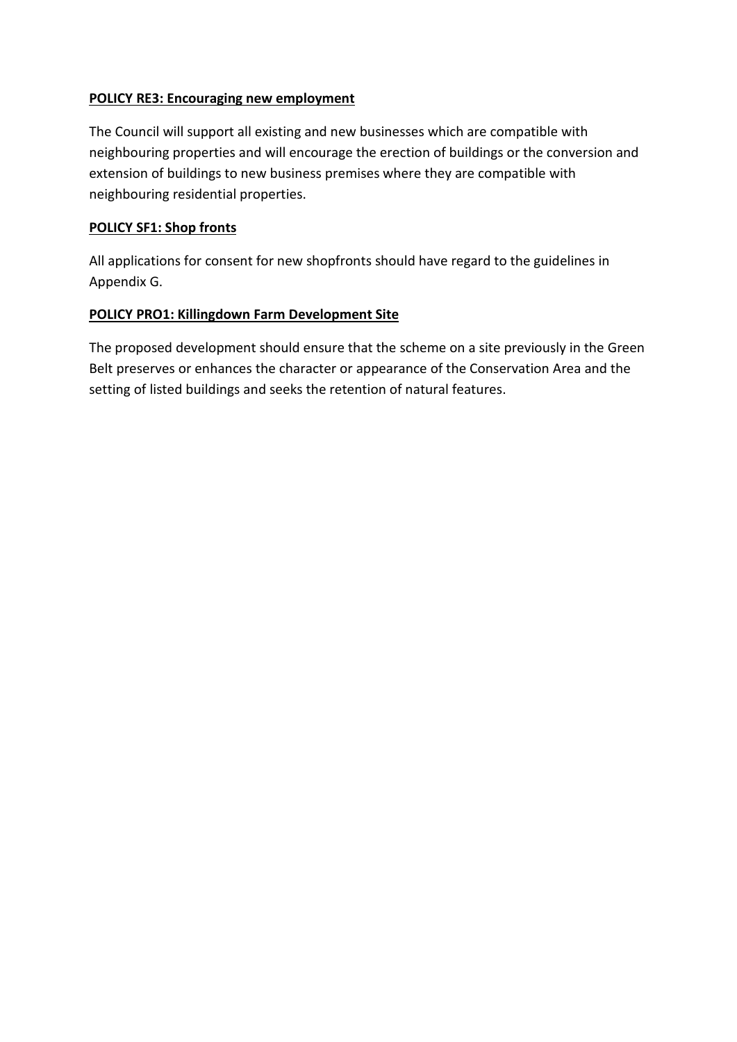**POLICY RE3: Encouraging new employment**

The Council will support all existing and new businesses which are compatible with neighbouring properties and will encourage the erection of buildings or the conversion and extension of buildings to new business premises where they are compatible with neighbouring residential properties.

**POLICY SF1: Shop fronts**

All applications for consent for new shopfronts should have regard to the guidelines in Appendix G.

**POLICY PRO1: Killingdown Farm Development Site**

The proposed development should ensure that the scheme on a site previously in the Green Belt preserves or enhances the character or appearance of the Conservation Area and the setting of listed buildings and seeks the retention of natural features.